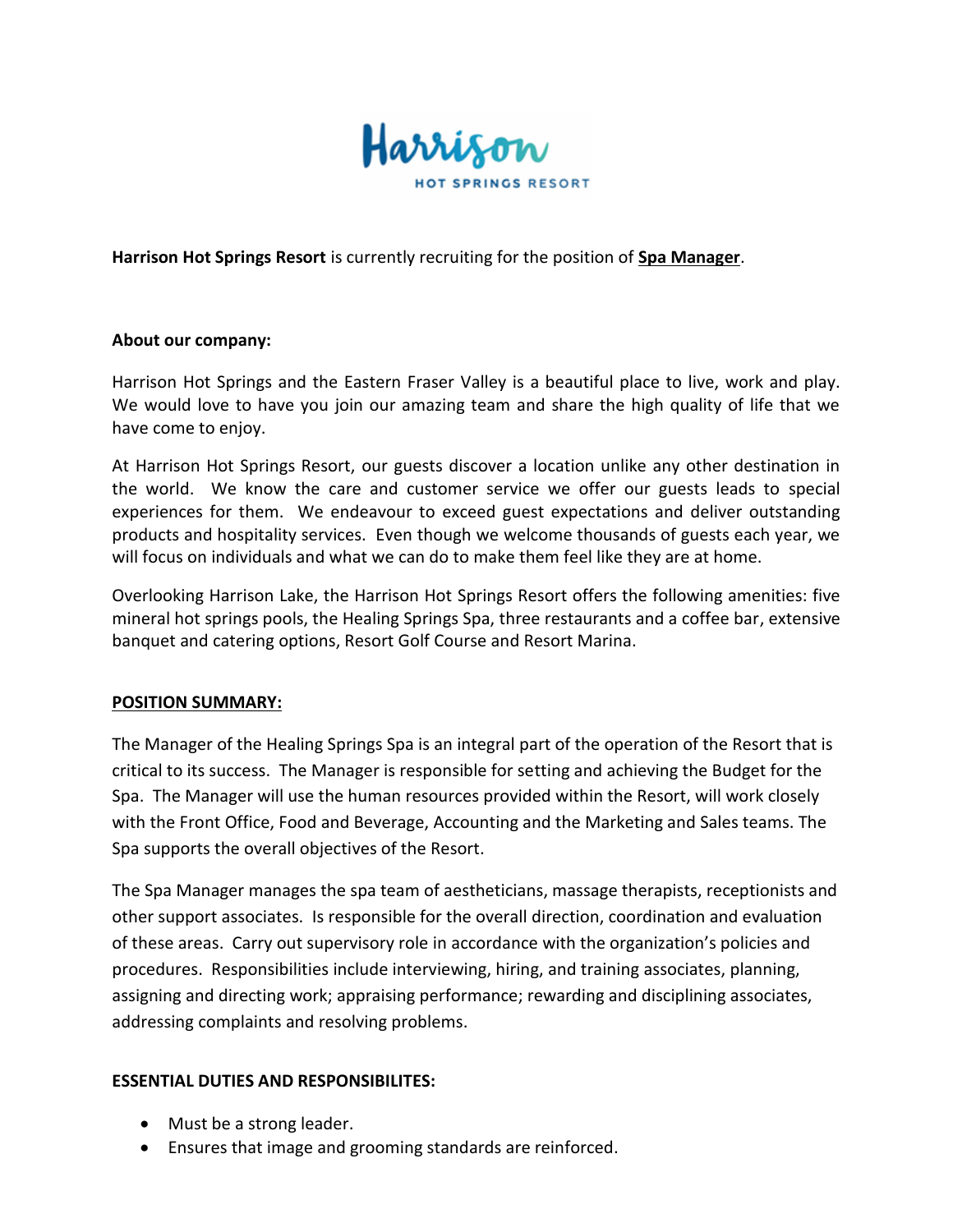Harrison HOT SPRINGS RESORT

**Harrison Hot Springs Resort** is currently recruiting for the position of **Spa Manager**.

**About our company:**

Harrison Hot Springs and the Eastern Fraser Valley is a beautiful place to live, work and play. We would love to have you join our amazing team and share the high quality of life that we have come to enjoy.

At Harrison Hot Springs Resort, our guests discover a location unlike any other destination in the world. We know the care and customer service we offer our guests leads to special experiences for them. We endeavour to exceed guest expectations and deliver outstanding products and hospitality services. Even though we welcome thousands of guests each year, we will focus on individuals and what we can do to make them feel like they are at home.

Overlooking Harrison Lake, the Harrison Hot Springs Resort offers the following amenities: five mineral hot springs pools, the Healing Springs Spa, three restaurants and a coffee bar, extensive banquet and catering options, Resort Golf Course and Resort Marina.

**POSITION SUMMARY:**

The Manager of the Healing Springs Spa is an integral part of the operation of the Resort that is critical to its success. The Manager is responsible for setting and achieving the Budget for the Spa. The Manager will use the human resources provided within the Resort, will work closely with the Front Office, Food and Beverage, Accounting and the Marketing and Sales teams. The Spa supports the overall objectives of the Resort.

The Spa Manager manages the spa team of aestheticians, massage therapists, receptionists and other support associates. Is responsible for the overall direction, coordination and evaluation of these areas. Carry out supervisory role in accordance with the organization's policies and procedures. Responsibilities include interviewing, hiring, and training associates, planning, assigning and directing work; appraising performance; rewarding and disciplining associates, addressing complaints and resolving problems.

**ESSENTIAL DUTIES AND RESPONSIBILITES:**

- Must be a strong leader.
- Ensures that image and grooming standards are reinforced.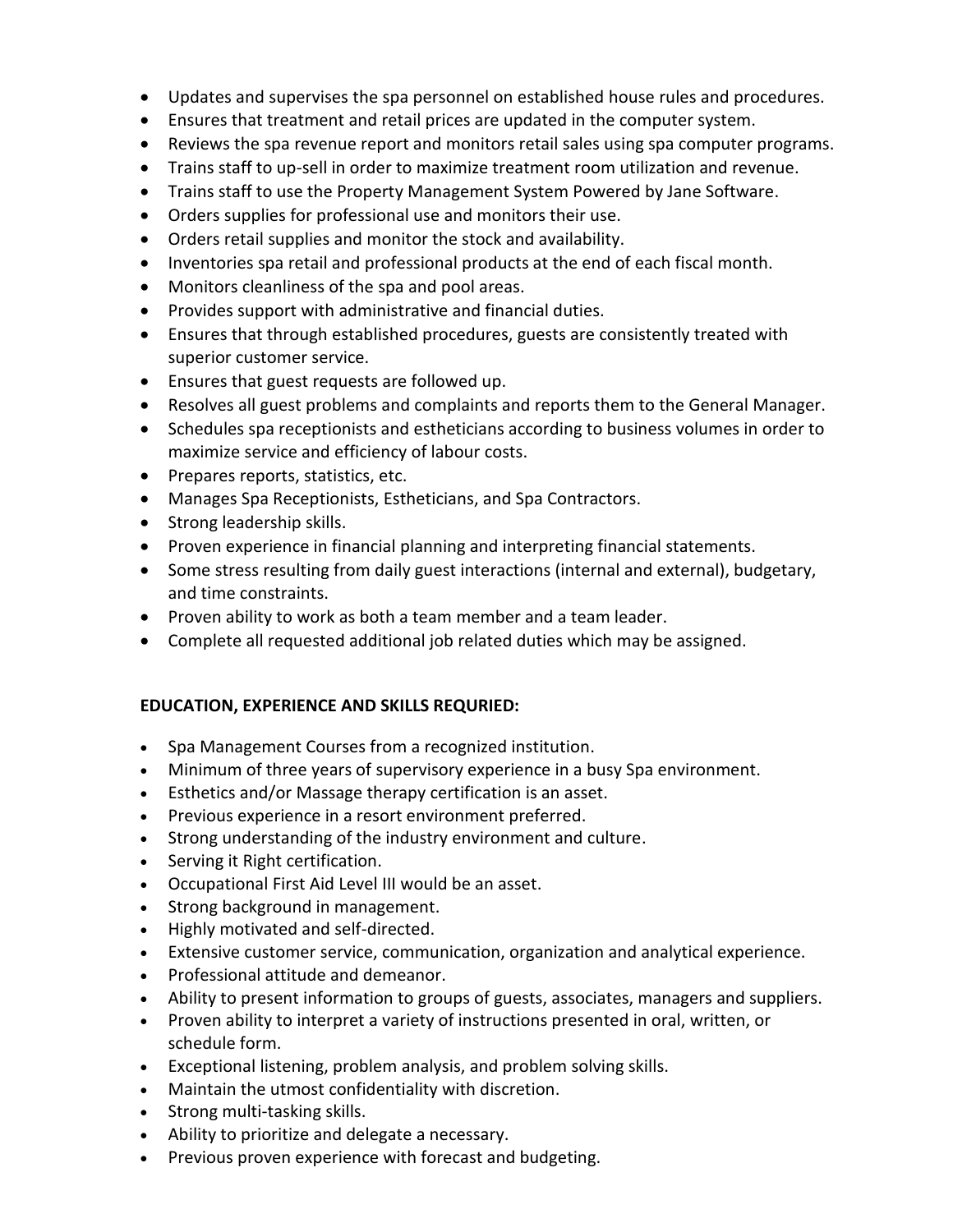- Updates and supervises the spa personnel on established house rules and procedures.
- Ensures that treatment and retail prices are updated in the computer system.
- Reviews the spa revenue report and monitors retail sales using spa computer programs.
- Trains staff to up-sell in order to maximize treatment room utilization and revenue.
- Trains staff to use the Property Management System Powered by Jane Software.
- Orders supplies for professional use and monitors their use.
- Orders retail supplies and monitor the stock and availability.
- Inventories spa retail and professional products at the end of each fiscal month.
- Monitors cleanliness of the spa and pool areas.
- Provides support with administrative and financial duties.
- Ensures that through established procedures, guests are consistently treated with superior customer service.
- Ensures that guest requests are followed up.
- Resolves all guest problems and complaints and reports them to the General Manager.
- Schedules spa receptionists and estheticians according to business volumes in order to maximize service and efficiency of labour costs.
- Prepares reports, statistics, etc.
- Manages Spa Receptionists, Estheticians, and Spa Contractors.
- Strong leadership skills.
- Proven experience in financial planning and interpreting financial statements.
- Some stress resulting from daily guest interactions (internal and external), budgetary, and time constraints.
- Proven ability to work as both a team member and a team leader.
- Complete all requested additional job related duties which may be assigned.

**EDUCATION, EXPERIENCE AND SKILLS REQURIED:**

- Spa Management Courses from a recognized institution.
- Minimum of three years of supervisory experience in a busy Spa environment.
- Esthetics and/or Massage therapy certification is an asset.
- Previous experience in a resort environment preferred.
- Strong understanding of the industry environment and culture.
- Serving it Right certification.
- Occupational First Aid Level III would be an asset.
- Strong background in management.
- Highly motivated and self-directed.
- Extensive customer service, communication, organization and analytical experience.
- Professional attitude and demeanor.
- Ability to present information to groups of guests, associates, managers and suppliers.
- Proven ability to interpret a variety of instructions presented in oral, written, or schedule form.
- Exceptional listening, problem analysis, and problem solving skills.
- Maintain the utmost confidentiality with discretion.
- Strong multi-tasking skills.
- Ability to prioritize and delegate a necessary.
- Previous proven experience with forecast and budgeting.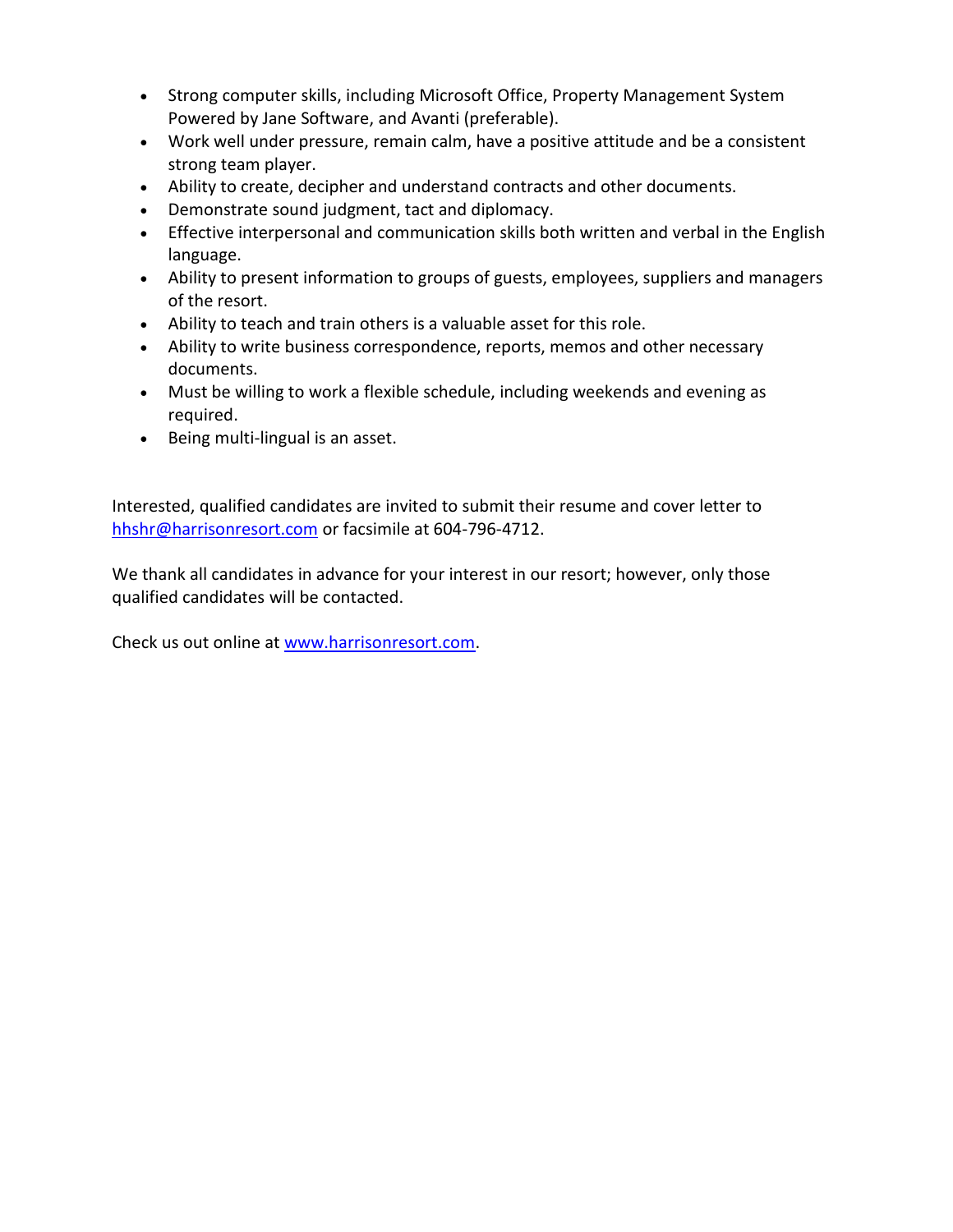- Strong computer skills, including Microsoft Office, Property Management System Powered by Jane Software, and Avanti (preferable).
- Work well under pressure, remain calm, have a positive attitude and be a consistent strong team player.
- Ability to create, decipher and understand contracts and other documents.
- Demonstrate sound judgment, tact and diplomacy.
- Effective interpersonal and communication skills both written and verbal in the English language.
- Ability to present information to groups of guests, employees, suppliers and managers of the resort.
- Ability to teach and train others is a valuable asset for this role.
- Ability to write business correspondence, reports, memos and other necessary documents.
- Must be willing to work a flexible schedule, including weekends and evening as required.
- Being multi-lingual is an asset.

Interested, qualified candidates are invited to submit their resume and cover letter to [hhshr@harrisonresort.com](mailto:hhshr@harrisonresort.com) or facsimile at 604-796-4712.

We thank all candidates in advance for your interest in our resort; however, only those qualified candidates will be contacted.

Check us out online at [www.harrisonresort.com](http://www.harrisonresort.com).